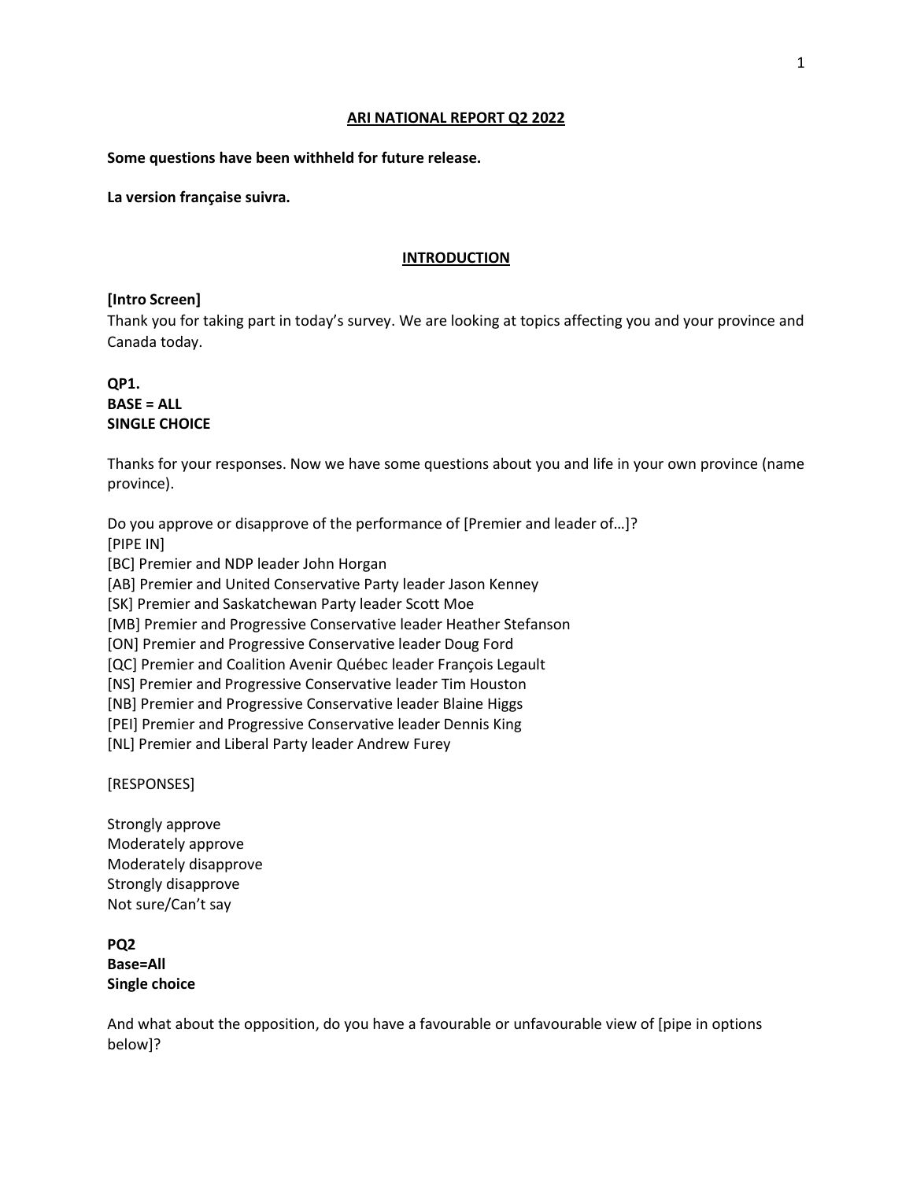**ARI NATIONAL REPORT Q2 2022**

**Some questions have been withheld for future release.**

**La version française suivra.**

**INTRODUCTION**

**[Intro Screen]**

Thank you for taking part in today's survey. We are looking at topics affecting you and your province and Canada today.

**QP1.**
**BASE = ALL**
**SINGLE CHOICE**

Thanks for your responses. Now we have some questions about you and life in your own province (name province).

Do you approve or disapprove of the performance of [Premier and leader of…]?
[PIPE IN]
[BC] Premier and NDP leader John Horgan
[AB] Premier and United Conservative Party leader Jason Kenney
[SK] Premier and Saskatchewan Party leader Scott Moe
[MB] Premier and Progressive Conservative leader Heather Stefanson
[ON] Premier and Progressive Conservative leader Doug Ford
[QC] Premier and Coalition Avenir Québec leader François Legault
[NS] Premier and Progressive Conservative leader Tim Houston
[NB] Premier and Progressive Conservative leader Blaine Higgs
[PEI] Premier and Progressive Conservative leader Dennis King
[NL] Premier and Liberal Party leader Andrew Furey

[RESPONSES]

Strongly approve
Moderately approve
Moderately disapprove
Strongly disapprove
Not sure/Can't say

**PQ2**
**Base=All**
**Single choice**

And what about the opposition, do you have a favourable or unfavourable view of [pipe in options below]?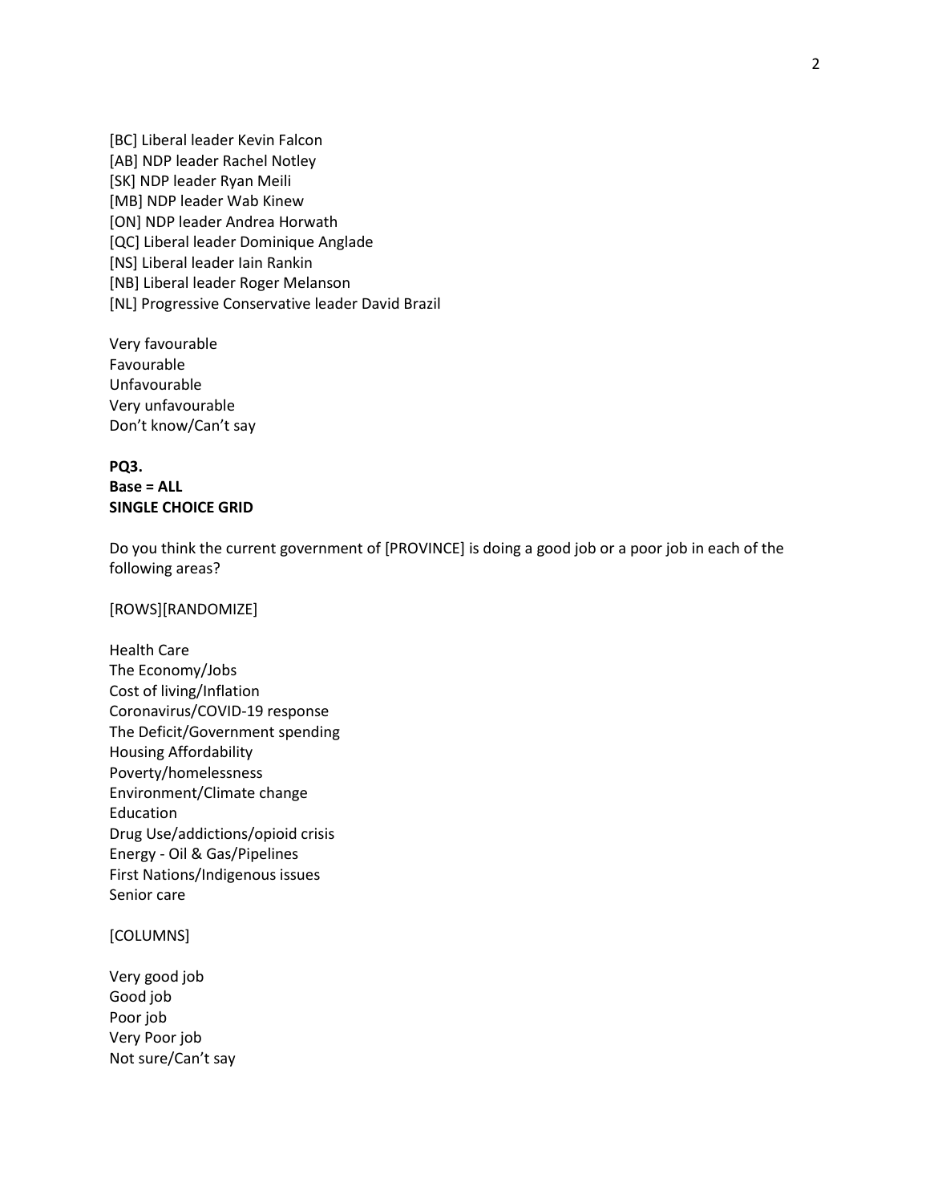[BC] Liberal leader Kevin Falcon
[AB] NDP leader Rachel Notley
[SK] NDP leader Ryan Meili
[MB] NDP leader Wab Kinew
[ON] NDP leader Andrea Horwath
[QC] Liberal leader Dominique Anglade
[NS] Liberal leader Iain Rankin
[NB] Liberal leader Roger Melanson
[NL] Progressive Conservative leader David Brazil

Very favourable
Favourable
Unfavourable
Very unfavourable
Don't know/Can't say

**PQ3.**
**Base = ALL**
**SINGLE CHOICE GRID**

Do you think the current government of [PROVINCE] is doing a good job or a poor job in each of the following areas?

[ROWS][RANDOMIZE]

Health Care
The Economy/Jobs
Cost of living/Inflation
Coronavirus/COVID-19 response
The Deficit/Government spending
Housing Affordability
Poverty/homelessness
Environment/Climate change
Education
Drug Use/addictions/opioid crisis
Energy - Oil & Gas/Pipelines
First Nations/Indigenous issues
Senior care

[COLUMNS]

Very good job
Good job
Poor job
Very Poor job
Not sure/Can't say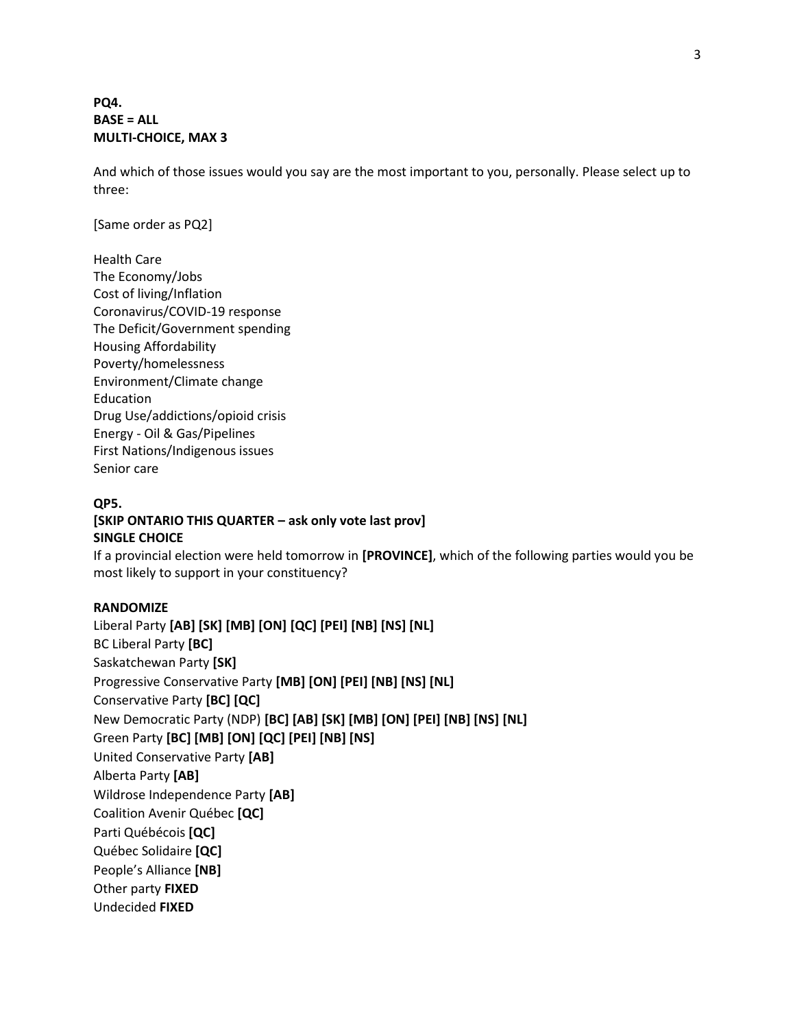**PQ4.**
**BASE = ALL**
**MULTI-CHOICE, MAX 3**

And which of those issues would you say are the most important to you, personally. Please select up to three:

[Same order as PQ2]

Health Care
The Economy/Jobs
Cost of living/Inflation
Coronavirus/COVID-19 response
The Deficit/Government spending
Housing Affordability
Poverty/homelessness
Environment/Climate change
Education
Drug Use/addictions/opioid crisis
Energy - Oil & Gas/Pipelines
First Nations/Indigenous issues
Senior care

**QP5.**
**[SKIP ONTARIO THIS QUARTER – ask only vote last prov]**
**SINGLE CHOICE**
If a provincial election were held tomorrow in **[PROVINCE]**, which of the following parties would you be most likely to support in your constituency?

**RANDOMIZE**
Liberal Party **[AB] [SK] [MB] [ON] [QC] [PEI] [NB] [NS] [NL]**
BC Liberal Party **[BC]**
Saskatchewan Party **[SK]**
Progressive Conservative Party **[MB] [ON] [PEI] [NB] [NS] [NL]**
Conservative Party **[BC] [QC]**
New Democratic Party (NDP) **[BC] [AB] [SK] [MB] [ON] [PEI] [NB] [NS] [NL]**
Green Party **[BC] [MB] [ON] [QC] [PEI] [NB] [NS]**
United Conservative Party **[AB]**
Alberta Party **[AB]**
Wildrose Independence Party **[AB]**
Coalition Avenir Québec **[QC]**
Parti Québécois **[QC]**
Québec Solidaire **[QC]**
People's Alliance **[NB]**
Other party **FIXED**
Undecided **FIXED**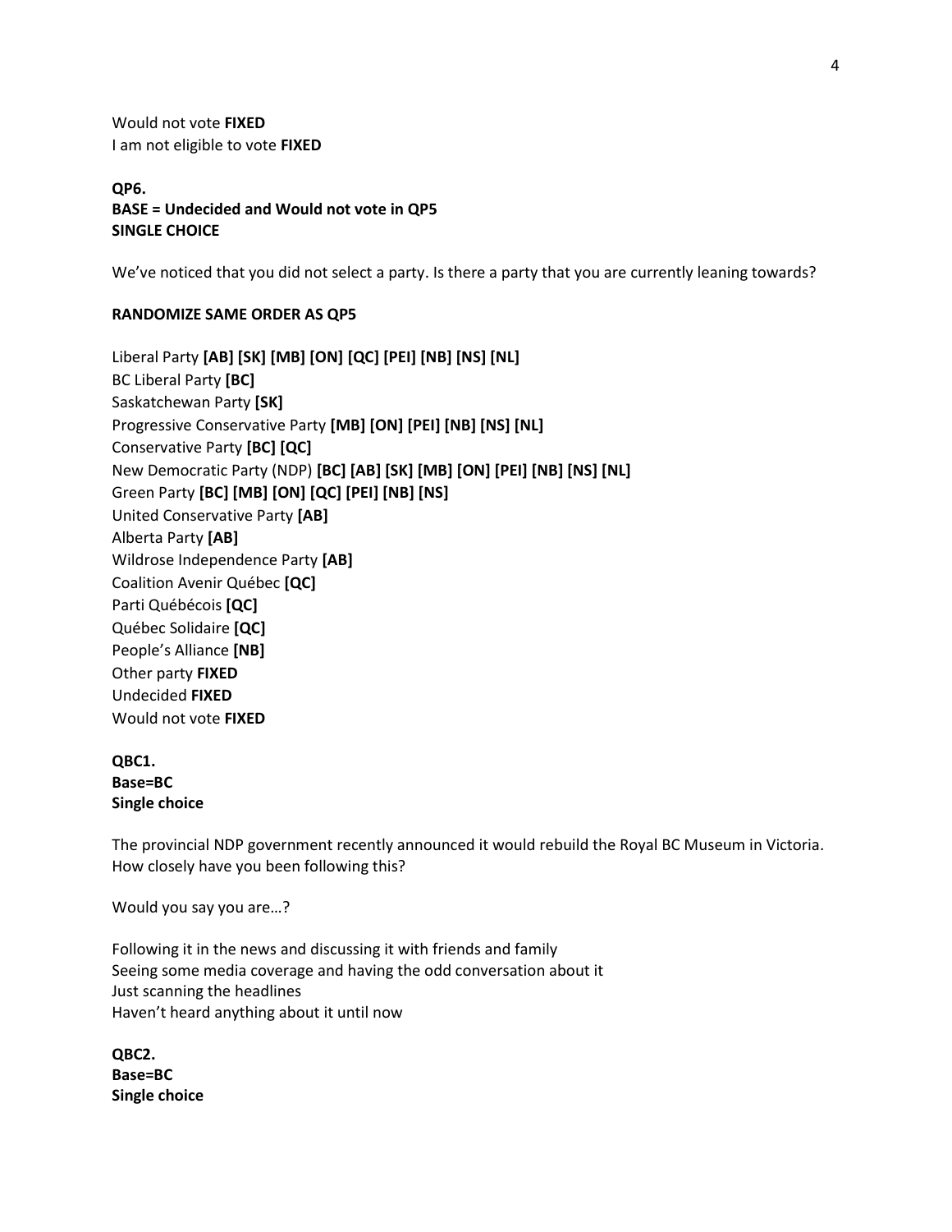Would not vote **FIXED**
I am not eligible to vote **FIXED**

**QP6.**
**BASE = Undecided and Would not vote in QP5**
**SINGLE CHOICE**

We've noticed that you did not select a party. Is there a party that you are currently leaning towards?

**RANDOMIZE SAME ORDER AS QP5**

Liberal Party **[AB] [SK] [MB] [ON] [QC] [PEI] [NB] [NS] [NL]**
BC Liberal Party **[BC]**
Saskatchewan Party **[SK]**
Progressive Conservative Party **[MB] [ON] [PEI] [NB] [NS] [NL]**
Conservative Party **[BC] [QC]**
New Democratic Party (NDP) **[BC] [AB] [SK] [MB] [ON] [PEI] [NB] [NS] [NL]**
Green Party **[BC] [MB] [ON] [QC] [PEI] [NB] [NS]**
United Conservative Party **[AB]**
Alberta Party **[AB]**
Wildrose Independence Party **[AB]**
Coalition Avenir Québec **[QC]**
Parti Québécois **[QC]**
Québec Solidaire **[QC]**
People's Alliance **[NB]**
Other party **FIXED**
Undecided **FIXED**
Would not vote **FIXED**

**QBC1.**
**Base=BC**
**Single choice**

The provincial NDP government recently announced it would rebuild the Royal BC Museum in Victoria. How closely have you been following this?

Would you say you are…?

Following it in the news and discussing it with friends and family
Seeing some media coverage and having the odd conversation about it
Just scanning the headlines
Haven't heard anything about it until now

**QBC2.**
**Base=BC**
**Single choice**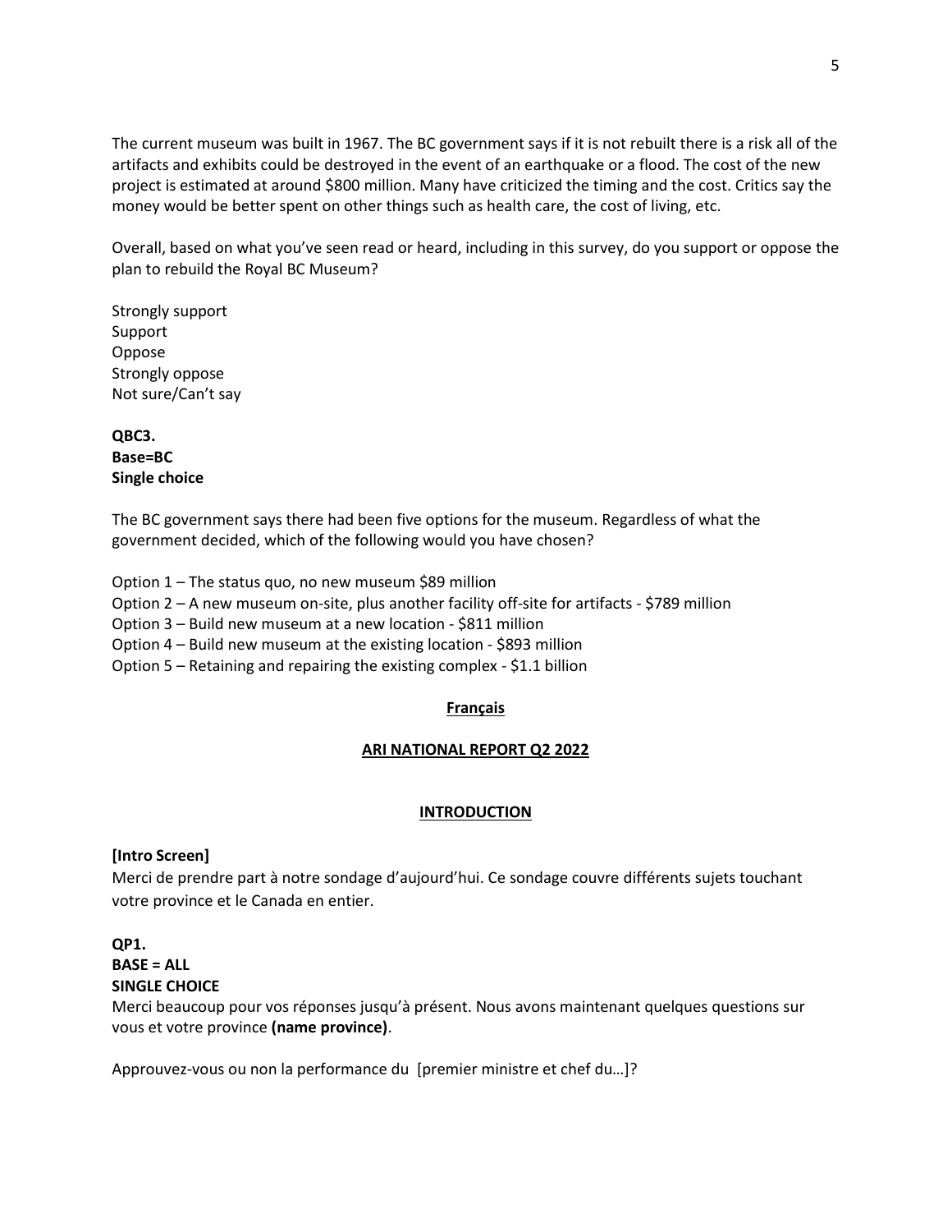The current museum was built in 1967. The BC government says if it is not rebuilt there is a risk all of the artifacts and exhibits could be destroyed in the event of an earthquake or a flood. The cost of the new project is estimated at around $800 million. Many have criticized the timing and the cost. Critics say the money would be better spent on other things such as health care, the cost of living, etc.

Overall, based on what you've seen read or heard, including in this survey, do you support or oppose the plan to rebuild the Royal BC Museum?

Strongly support
Support
Oppose
Strongly oppose
Not sure/Can't say

**QBC3.**
**Base=BC**
**Single choice**

The BC government says there had been five options for the museum. Regardless of what the government decided, which of the following would you have chosen?

Option 1 – The status quo, no new museum $89 million
Option 2 – A new museum on-site, plus another facility off-site for artifacts - $789 million
Option 3 – Build new museum at a new location - $811 million
Option 4 – Build new museum at the existing location - $893 million
Option 5 – Retaining and repairing the existing complex - $1.1 billion

**Français**

**ARI NATIONAL REPORT Q2 2022**

**INTRODUCTION**

**[Intro Screen]**
Merci de prendre part à notre sondage d'aujourd'hui. Ce sondage couvre différents sujets touchant votre province et le Canada en entier.

**QP1.**
**BASE = ALL**
**SINGLE CHOICE**
Merci beaucoup pour vos réponses jusqu'à présent. Nous avons maintenant quelques questions sur vous et votre province **(name province)**.

Approuvez-vous ou non la performance du [premier ministre et chef du…]?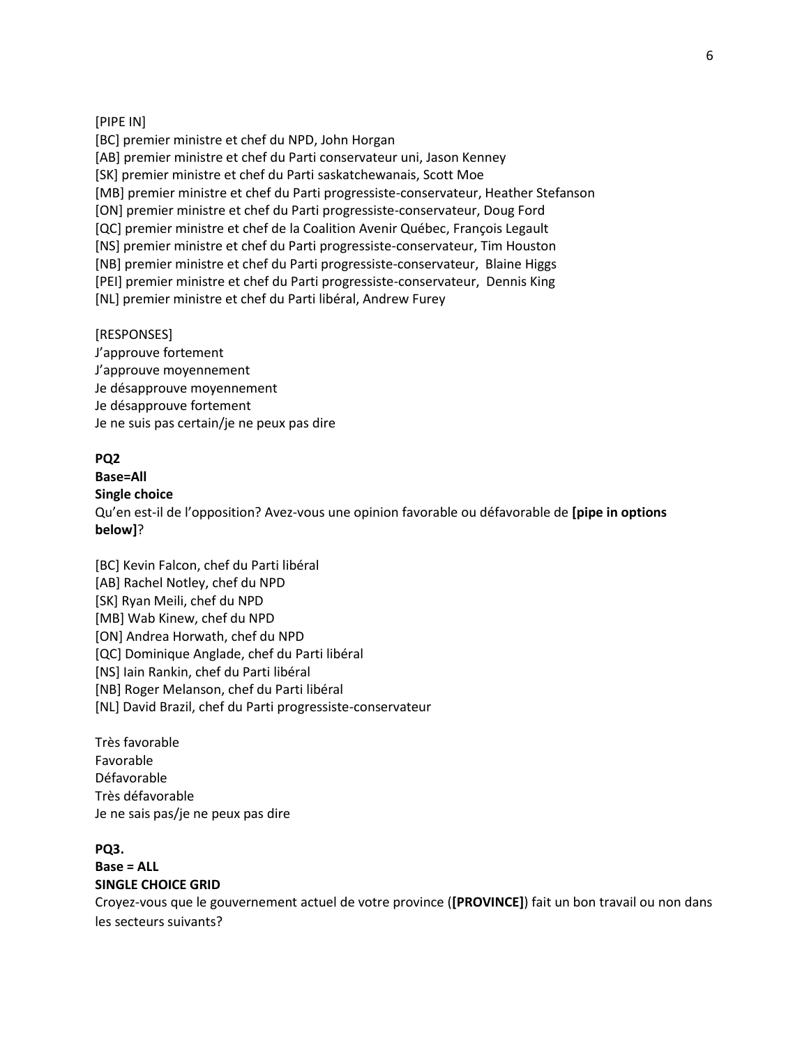[PIPE IN]
[BC] premier ministre et chef du NPD, John Horgan
[AB] premier ministre et chef du Parti conservateur uni, Jason Kenney
[SK] premier ministre et chef du Parti saskatchewanais, Scott Moe
[MB] premier ministre et chef du Parti progressiste-conservateur, Heather Stefanson
[ON] premier ministre et chef du Parti progressiste-conservateur, Doug Ford
[QC] premier ministre et chef de la Coalition Avenir Québec, François Legault
[NS] premier ministre et chef du Parti progressiste-conservateur, Tim Houston
[NB] premier ministre et chef du Parti progressiste-conservateur, Blaine Higgs
[PEI] premier ministre et chef du Parti progressiste-conservateur, Dennis King
[NL] premier ministre et chef du Parti libéral, Andrew Furey

[RESPONSES]
J'approuve fortement
J'approuve moyennement
Je désapprouve moyennement
Je désapprouve fortement
Je ne suis pas certain/je ne peux pas dire

**PQ2**
**Base=All**
**Single choice**
Qu'en est-il de l'opposition? Avez-vous une opinion favorable ou défavorable de **[pipe in options below]**?

[BC] Kevin Falcon, chef du Parti libéral
[AB] Rachel Notley, chef du NPD
[SK] Ryan Meili, chef du NPD
[MB] Wab Kinew, chef du NPD
[ON] Andrea Horwath, chef du NPD
[QC] Dominique Anglade, chef du Parti libéral
[NS] Iain Rankin, chef du Parti libéral
[NB] Roger Melanson, chef du Parti libéral
[NL] David Brazil, chef du Parti progressiste-conservateur

Très favorable
Favorable
Défavorable
Très défavorable
Je ne sais pas/je ne peux pas dire

**PQ3.**
**Base = ALL**
**SINGLE CHOICE GRID**
Croyez-vous que le gouvernement actuel de votre province (**[PROVINCE]**) fait un bon travail ou non dans les secteurs suivants?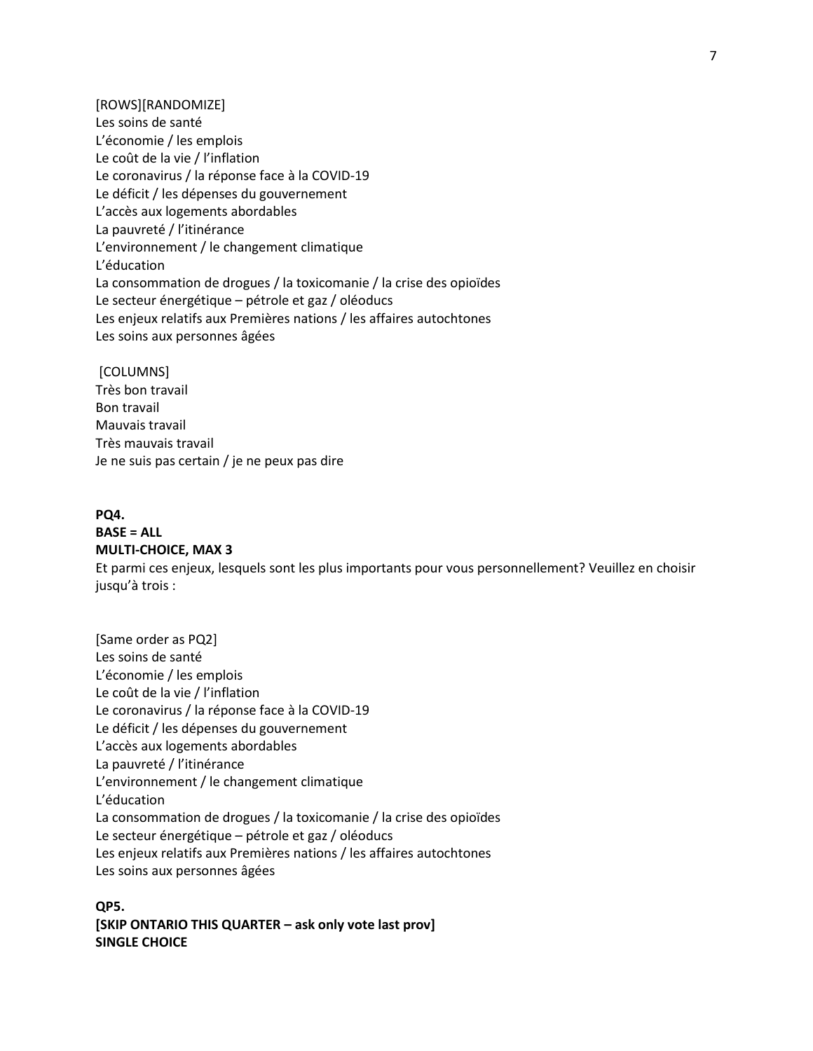[ROWS][RANDOMIZE]
Les soins de santé
L'économie / les emplois
Le coût de la vie / l'inflation
Le coronavirus / la réponse face à la COVID-19
Le déficit / les dépenses du gouvernement
L'accès aux logements abordables
La pauvreté / l'itinérance
L'environnement / le changement climatique
L'éducation
La consommation de drogues / la toxicomanie / la crise des opioïdes
Le secteur énergétique – pétrole et gaz / oléoducs
Les enjeux relatifs aux Premières nations / les affaires autochtones
Les soins aux personnes âgées

[COLUMNS]
Très bon travail
Bon travail
Mauvais travail
Très mauvais travail
Je ne suis pas certain / je ne peux pas dire

**PQ4.**
**BASE = ALL**
**MULTI-CHOICE, MAX 3**
Et parmi ces enjeux, lesquels sont les plus importants pour vous personnellement? Veuillez en choisir jusqu'à trois :

[Same order as PQ2]
Les soins de santé
L'économie / les emplois
Le coût de la vie / l'inflation
Le coronavirus / la réponse face à la COVID-19
Le déficit / les dépenses du gouvernement
L'accès aux logements abordables
La pauvreté / l'itinérance
L'environnement / le changement climatique
L'éducation
La consommation de drogues / la toxicomanie / la crise des opioïdes
Le secteur énergétique – pétrole et gaz / oléoducs
Les enjeux relatifs aux Premières nations / les affaires autochtones
Les soins aux personnes âgées

**QP5.**
**[SKIP ONTARIO THIS QUARTER – ask only vote last prov]**
**SINGLE CHOICE**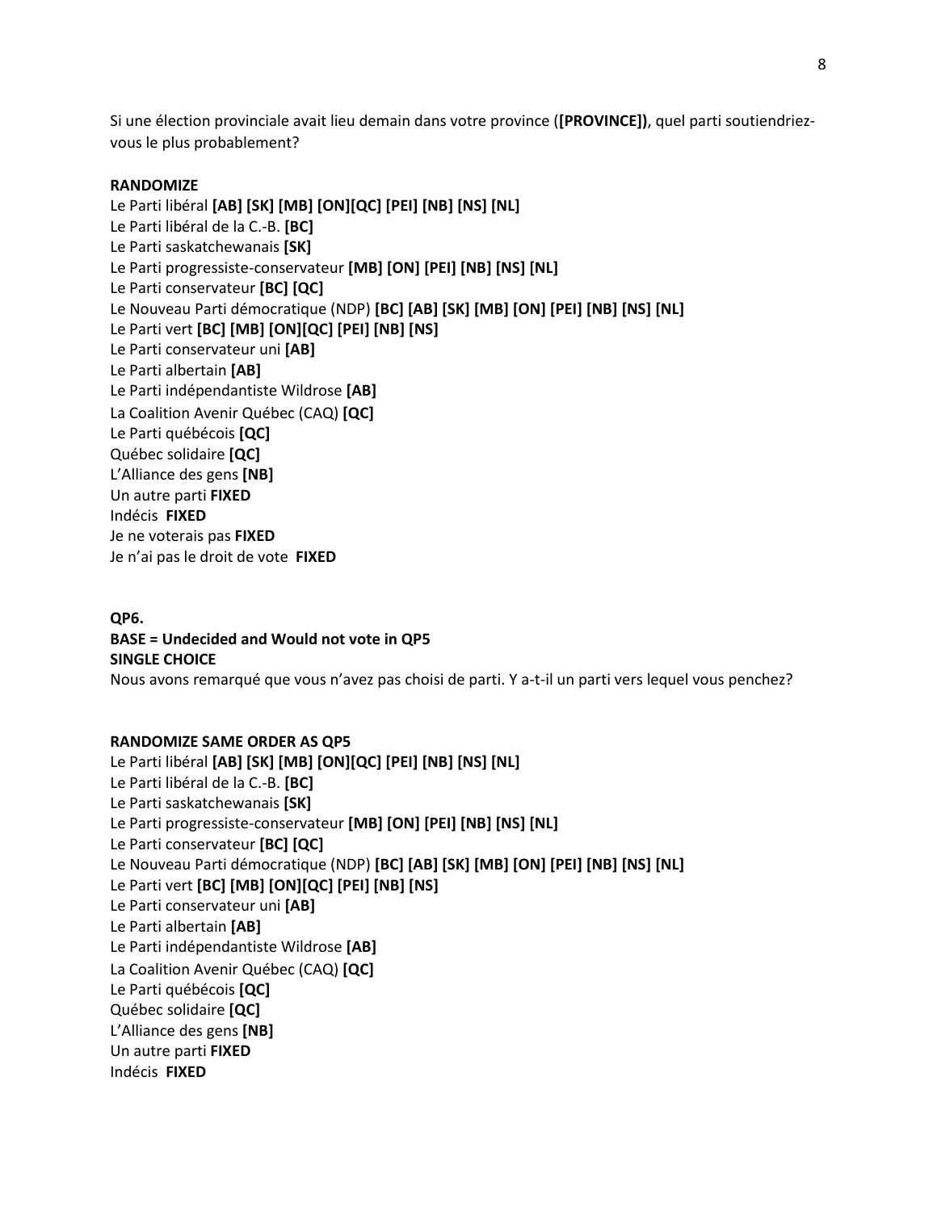Si une élection provinciale avait lieu demain dans votre province (**[PROVINCE])**, quel parti soutiendriez-vous le plus probablement?

**RANDOMIZE**

Le Parti libéral **[AB] [SK] [MB] [ON][QC] [PEI] [NB] [NS] [NL]**
Le Parti libéral de la C.-B. **[BC]**
Le Parti saskatchewanais **[SK]**
Le Parti progressiste-conservateur **[MB] [ON] [PEI] [NB] [NS] [NL]**
Le Parti conservateur **[BC] [QC]**
Le Nouveau Parti démocratique (NDP) **[BC] [AB] [SK] [MB] [ON] [PEI] [NB] [NS] [NL]**
Le Parti vert **[BC] [MB] [ON][QC] [PEI] [NB] [NS]**
Le Parti conservateur uni **[AB]**
Le Parti albertain **[AB]**
Le Parti indépendantiste Wildrose **[AB]**
La Coalition Avenir Québec (CAQ) **[QC]**
Le Parti québécois **[QC]**
Québec solidaire **[QC]**
L'Alliance des gens **[NB]**
Un autre parti **FIXED**
Indécis **FIXED**
Je ne voterais pas **FIXED**
Je n'ai pas le droit de vote **FIXED**

**QP6.**
**BASE = Undecided and Would not vote in QP5**
**SINGLE CHOICE**
Nous avons remarqué que vous n'avez pas choisi de parti. Y a-t-il un parti vers lequel vous penchez?

**RANDOMIZE SAME ORDER AS QP5**

Le Parti libéral **[AB] [SK] [MB] [ON][QC] [PEI] [NB] [NS] [NL]**
Le Parti libéral de la C.-B. **[BC]**
Le Parti saskatchewanais **[SK]**
Le Parti progressiste-conservateur **[MB] [ON] [PEI] [NB] [NS] [NL]**
Le Parti conservateur **[BC] [QC]**
Le Nouveau Parti démocratique (NDP) **[BC] [AB] [SK] [MB] [ON] [PEI] [NB] [NS] [NL]**
Le Parti vert **[BC] [MB] [ON][QC] [PEI] [NB] [NS]**
Le Parti conservateur uni **[AB]**
Le Parti albertain **[AB]**
Le Parti indépendantiste Wildrose **[AB]**
La Coalition Avenir Québec (CAQ) **[QC]**
Le Parti québécois **[QC]**
Québec solidaire **[QC]**
L'Alliance des gens **[NB]**
Un autre parti **FIXED**
Indécis **FIXED**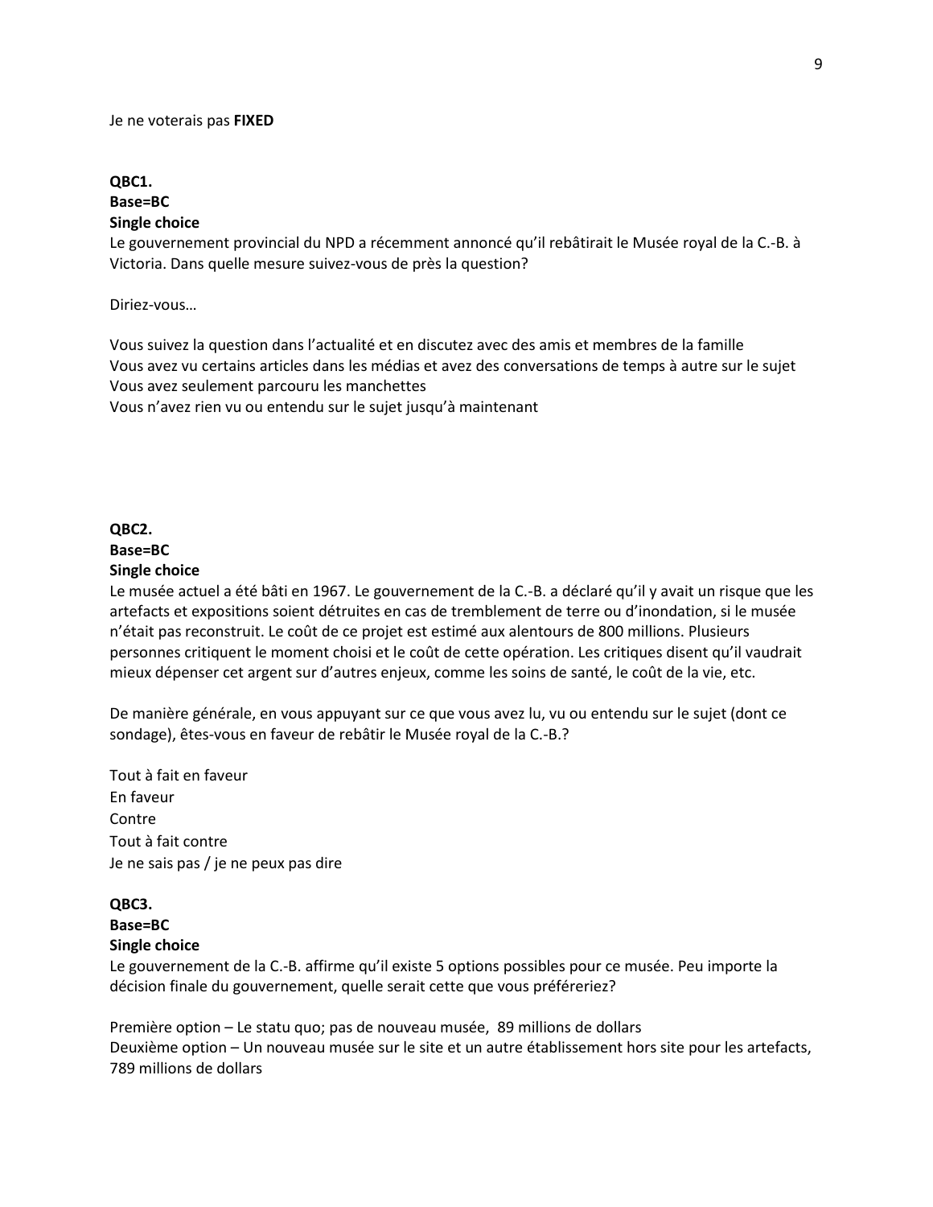Je ne voterais pas **FIXED**

**QBC1.**
**Base=BC**
**Single choice**
Le gouvernement provincial du NPD a récemment annoncé qu'il rebâtirait le Musée royal de la C.-B. à Victoria. Dans quelle mesure suivez-vous de près la question?

Diriez-vous…

Vous suivez la question dans l'actualité et en discutez avec des amis et membres de la famille
Vous avez vu certains articles dans les médias et avez des conversations de temps à autre sur le sujet
Vous avez seulement parcouru les manchettes
Vous n'avez rien vu ou entendu sur le sujet jusqu'à maintenant

**QBC2.**
**Base=BC**
**Single choice**
Le musée actuel a été bâti en 1967. Le gouvernement de la C.-B. a déclaré qu'il y avait un risque que les artefacts et expositions soient détruites en cas de tremblement de terre ou d'inondation, si le musée n'était pas reconstruit. Le coût de ce projet est estimé aux alentours de 800 millions. Plusieurs personnes critiquent le moment choisi et le coût de cette opération. Les critiques disent qu'il vaudrait mieux dépenser cet argent sur d'autres enjeux, comme les soins de santé, le coût de la vie, etc.

De manière générale, en vous appuyant sur ce que vous avez lu, vu ou entendu sur le sujet (dont ce sondage), êtes-vous en faveur de rebâtir le Musée royal de la C.-B.?

Tout à fait en faveur
En faveur
Contre
Tout à fait contre
Je ne sais pas / je ne peux pas dire

**QBC3.**
**Base=BC**
**Single choice**
Le gouvernement de la C.-B. affirme qu'il existe 5 options possibles pour ce musée. Peu importe la décision finale du gouvernement, quelle serait cette que vous préféreriez?

Première option – Le statu quo; pas de nouveau musée, 89 millions de dollars
Deuxième option – Un nouveau musée sur le site et un autre établissement hors site pour les artefacts, 789 millions de dollars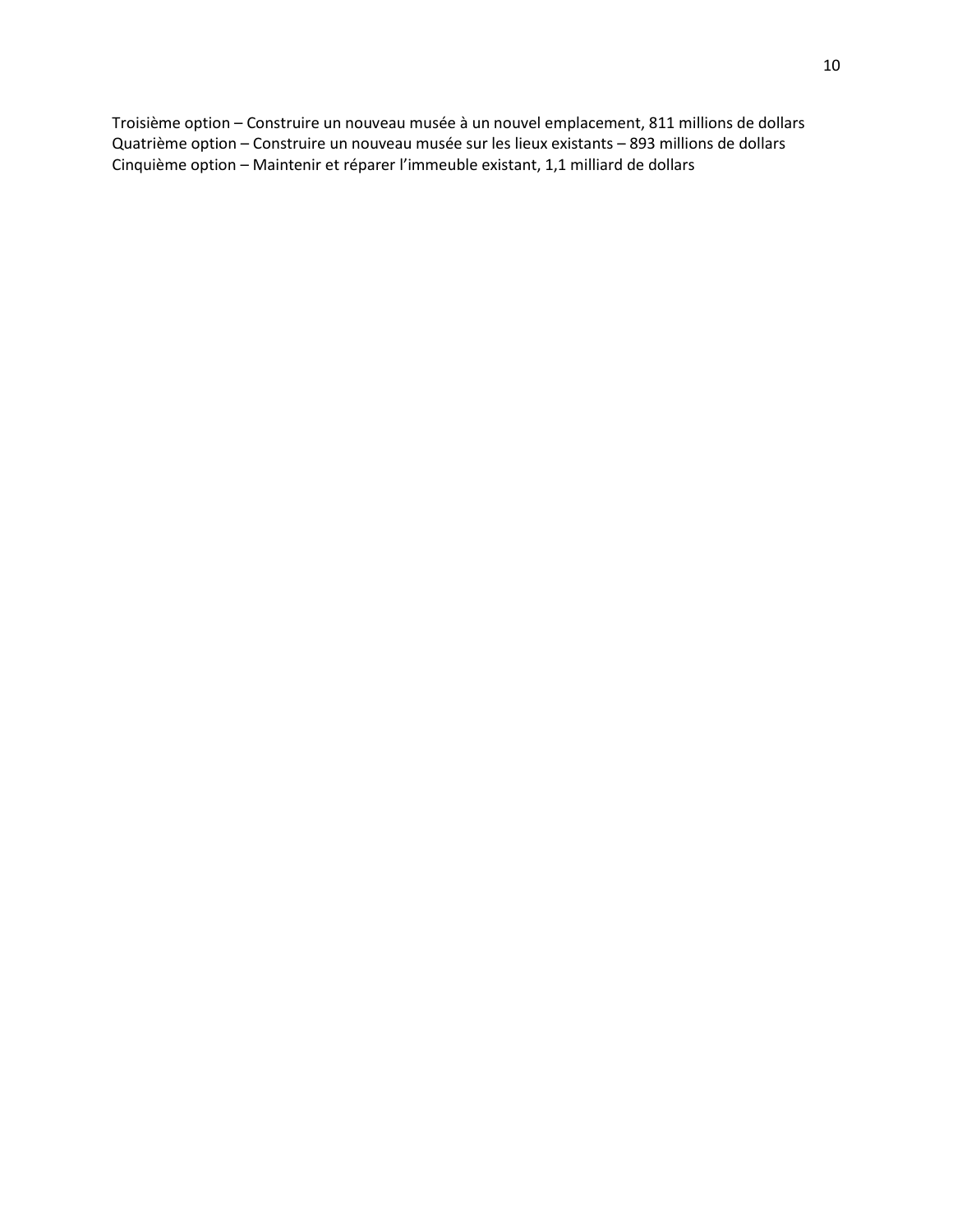Troisième option – Construire un nouveau musée à un nouvel emplacement, 811 millions de dollars
Quatrième option – Construire un nouveau musée sur les lieux existants – 893 millions de dollars
Cinquième option – Maintenir et réparer l'immeuble existant, 1,1 milliard de dollars